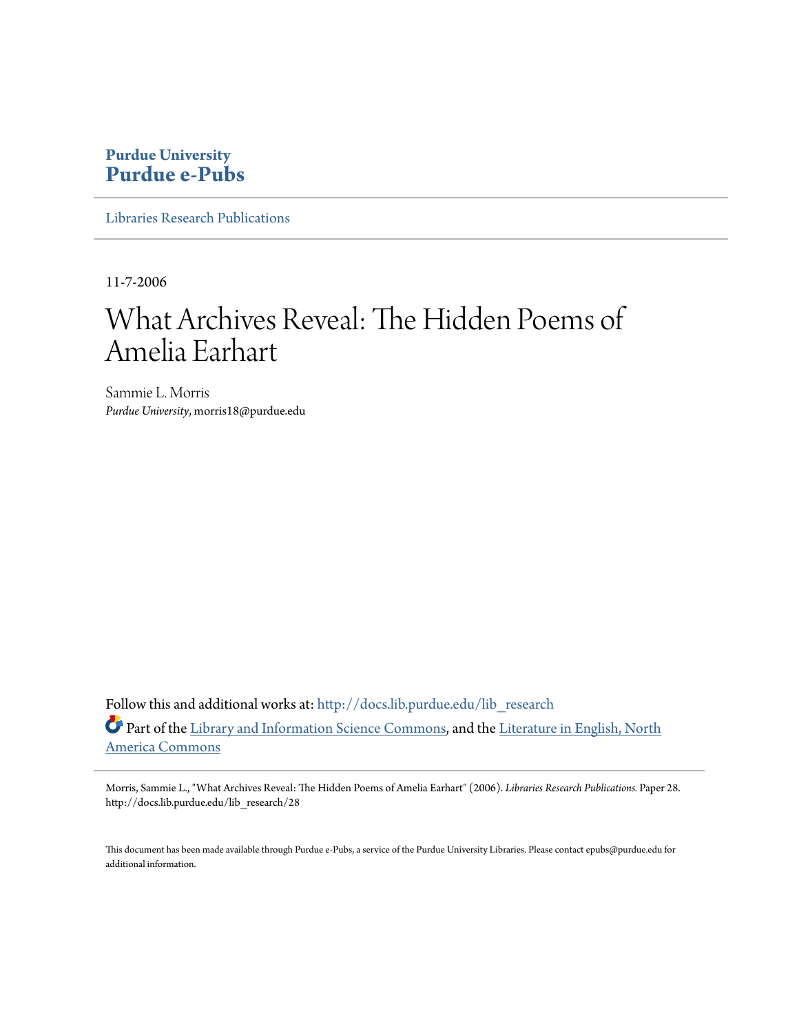**Purdue University**
**Purdue e-Pubs**

Libraries Research Publications

11-7-2006

# What Archives Reveal: The Hidden Poems of Amelia Earhart

Sammie L. Morris
*Purdue University*, morris18@purdue.edu

Follow this and additional works at: http://docs.lib.purdue.edu/lib_research

Part of the Library and Information Science Commons, and the Literature in English, North America Commons

Morris, Sammie L., "What Archives Reveal: The Hidden Poems of Amelia Earhart" (2006). *Libraries Research Publications.* Paper 28.
http://docs.lib.purdue.edu/lib_research/28

This document has been made available through Purdue e-Pubs, a service of the Purdue University Libraries. Please contact epubs@purdue.edu for additional information.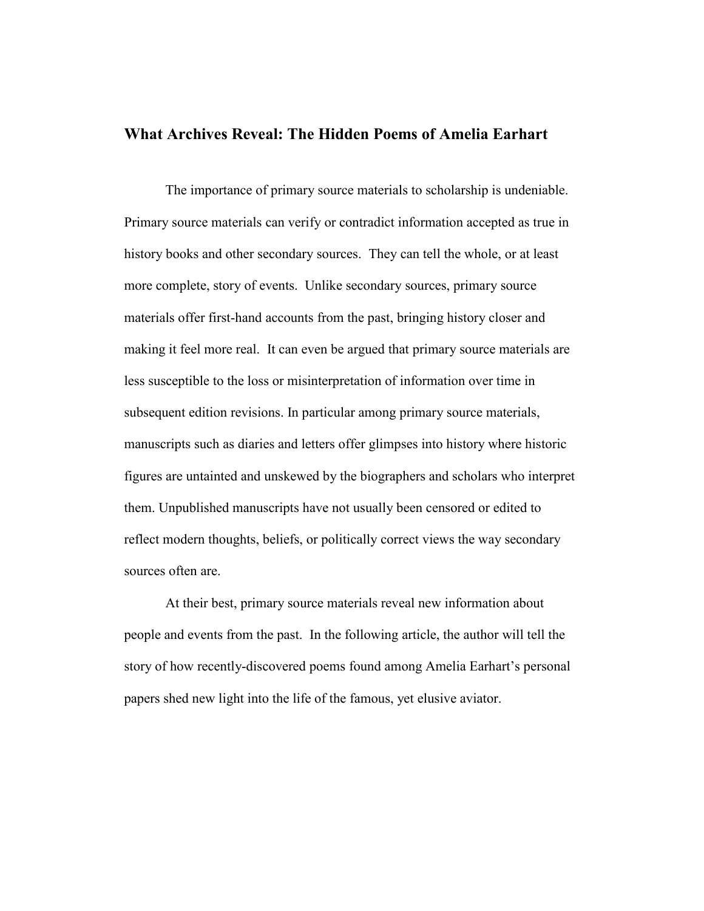## What Archives Reveal: The Hidden Poems of Amelia Earhart

The importance of primary source materials to scholarship is undeniable. Primary source materials can verify or contradict information accepted as true in history books and other secondary sources. They can tell the whole, or at least more complete, story of events. Unlike secondary sources, primary source materials offer first-hand accounts from the past, bringing history closer and making it feel more real. It can even be argued that primary source materials are less susceptible to the loss or misinterpretation of information over time in subsequent edition revisions. In particular among primary source materials, manuscripts such as diaries and letters offer glimpses into history where historic figures are untainted and unskewed by the biographers and scholars who interpret them. Unpublished manuscripts have not usually been censored or edited to reflect modern thoughts, beliefs, or politically correct views the way secondary sources often are.

At their best, primary source materials reveal new information about people and events from the past. In the following article, the author will tell the story of how recently-discovered poems found among Amelia Earhart's personal papers shed new light into the life of the famous, yet elusive aviator.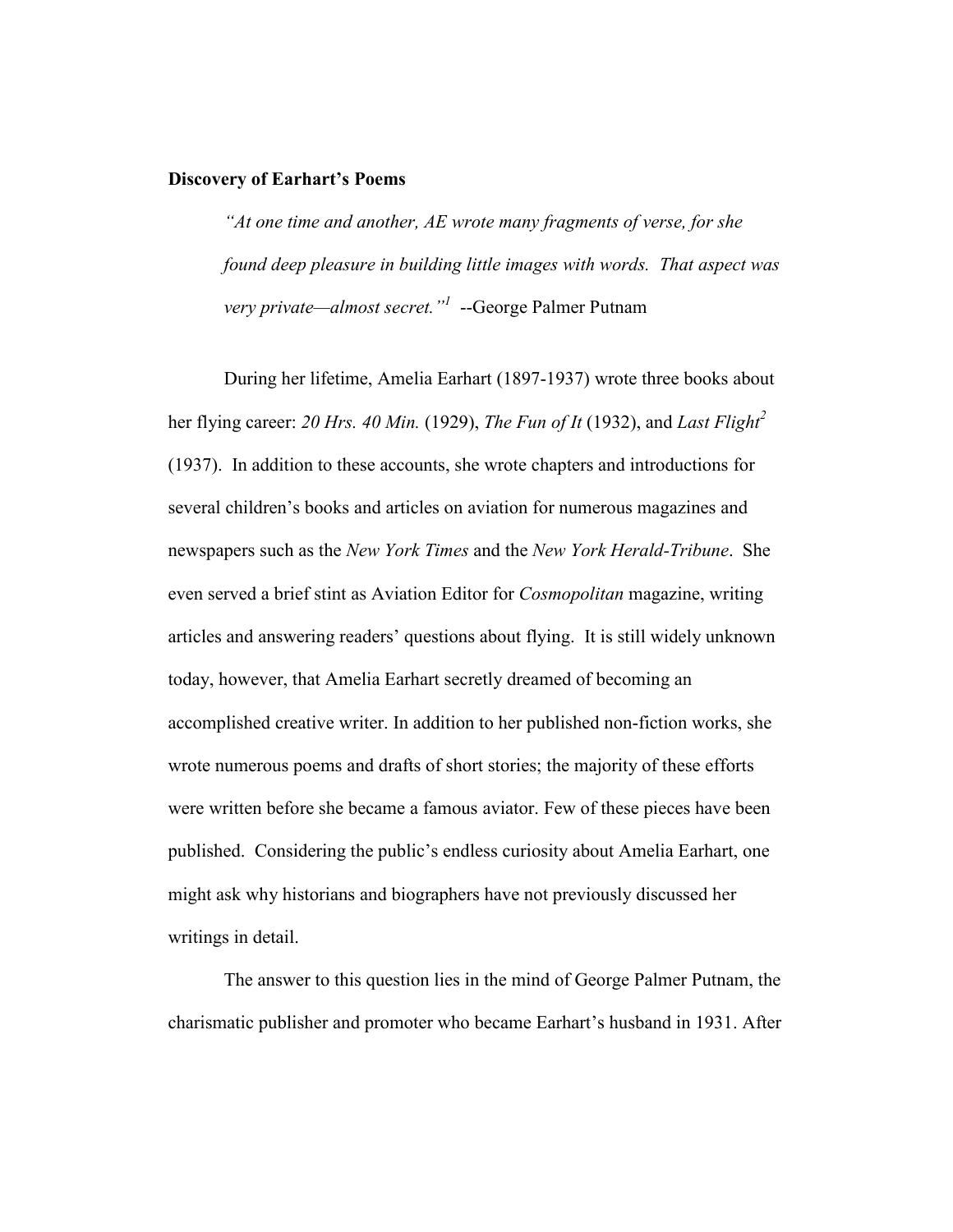**Discovery of Earhart's Poems**

> *"At one time and another, AE wrote many fragments of verse, for she found deep pleasure in building little images with words. That aspect was very private—almost secret."*[1] --George Palmer Putnam

During her lifetime, Amelia Earhart (1897-1937) wrote three books about her flying career: *20 Hrs. 40 Min.* (1929), *The Fun of It* (1932), and *Last Flight*[2] (1937). In addition to these accounts, she wrote chapters and introductions for several children's books and articles on aviation for numerous magazines and newspapers such as the *New York Times* and the *New York Herald-Tribune*. She even served a brief stint as Aviation Editor for *Cosmopolitan* magazine, writing articles and answering readers' questions about flying. It is still widely unknown today, however, that Amelia Earhart secretly dreamed of becoming an accomplished creative writer. In addition to her published non-fiction works, she wrote numerous poems and drafts of short stories; the majority of these efforts were written before she became a famous aviator. Few of these pieces have been published. Considering the public's endless curiosity about Amelia Earhart, one might ask why historians and biographers have not previously discussed her writings in detail.

The answer to this question lies in the mind of George Palmer Putnam, the charismatic publisher and promoter who became Earhart's husband in 1931. After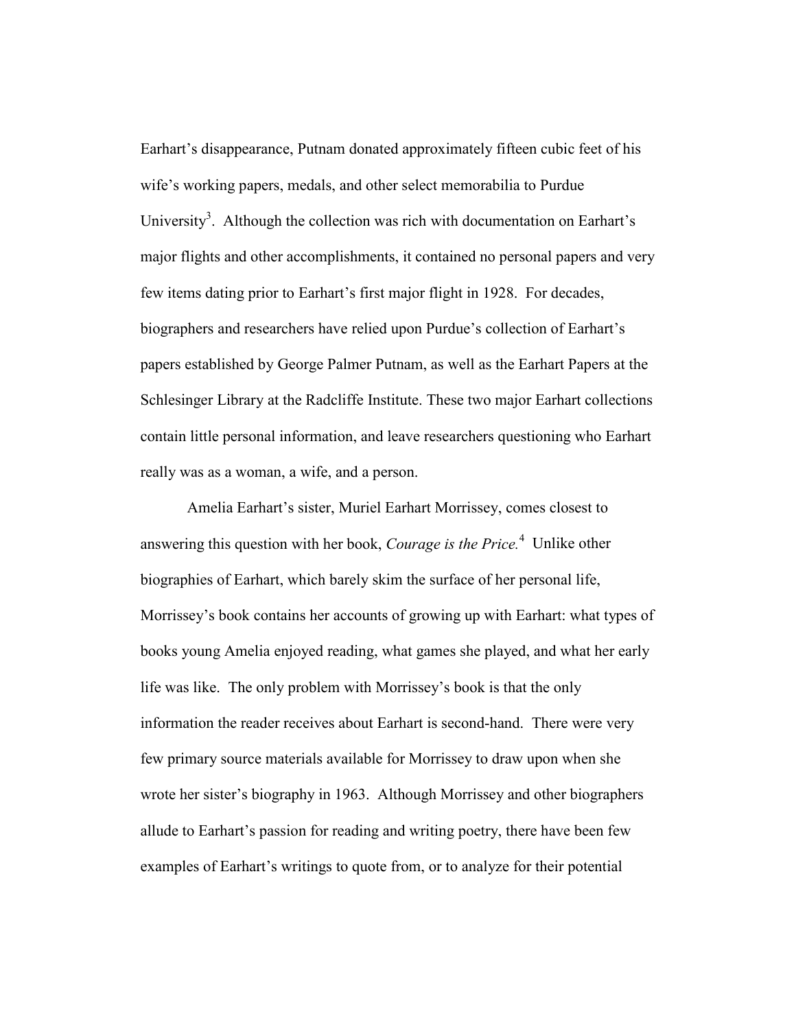Earhart's disappearance, Putnam donated approximately fifteen cubic feet of his wife's working papers, medals, and other select memorabilia to Purdue University[3]. Although the collection was rich with documentation on Earhart's major flights and other accomplishments, it contained no personal papers and very few items dating prior to Earhart's first major flight in 1928. For decades, biographers and researchers have relied upon Purdue's collection of Earhart's papers established by George Palmer Putnam, as well as the Earhart Papers at the Schlesinger Library at the Radcliffe Institute. These two major Earhart collections contain little personal information, and leave researchers questioning who Earhart really was as a woman, a wife, and a person.

Amelia Earhart's sister, Muriel Earhart Morrissey, comes closest to answering this question with her book, *Courage is the Price.*[4] Unlike other biographies of Earhart, which barely skim the surface of her personal life, Morrissey's book contains her accounts of growing up with Earhart: what types of books young Amelia enjoyed reading, what games she played, and what her early life was like. The only problem with Morrissey's book is that the only information the reader receives about Earhart is second-hand. There were very few primary source materials available for Morrissey to draw upon when she wrote her sister's biography in 1963. Although Morrissey and other biographers allude to Earhart's passion for reading and writing poetry, there have been few examples of Earhart's writings to quote from, or to analyze for their potential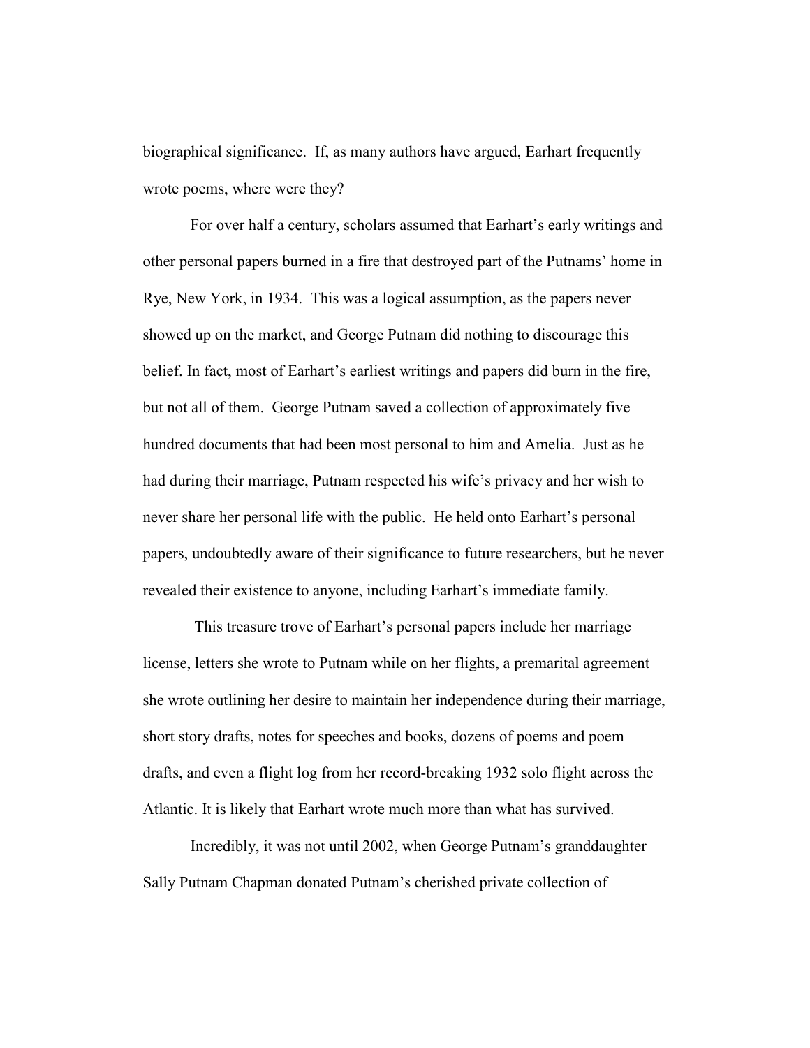biographical significance. If, as many authors have argued, Earhart frequently wrote poems, where were they?

For over half a century, scholars assumed that Earhart's early writings and other personal papers burned in a fire that destroyed part of the Putnams' home in Rye, New York, in 1934. This was a logical assumption, as the papers never showed up on the market, and George Putnam did nothing to discourage this belief. In fact, most of Earhart's earliest writings and papers did burn in the fire, but not all of them. George Putnam saved a collection of approximately five hundred documents that had been most personal to him and Amelia. Just as he had during their marriage, Putnam respected his wife's privacy and her wish to never share her personal life with the public. He held onto Earhart's personal papers, undoubtedly aware of their significance to future researchers, but he never revealed their existence to anyone, including Earhart's immediate family.

This treasure trove of Earhart's personal papers include her marriage license, letters she wrote to Putnam while on her flights, a premarital agreement she wrote outlining her desire to maintain her independence during their marriage, short story drafts, notes for speeches and books, dozens of poems and poem drafts, and even a flight log from her record-breaking 1932 solo flight across the Atlantic. It is likely that Earhart wrote much more than what has survived.

Incredibly, it was not until 2002, when George Putnam's granddaughter Sally Putnam Chapman donated Putnam's cherished private collection of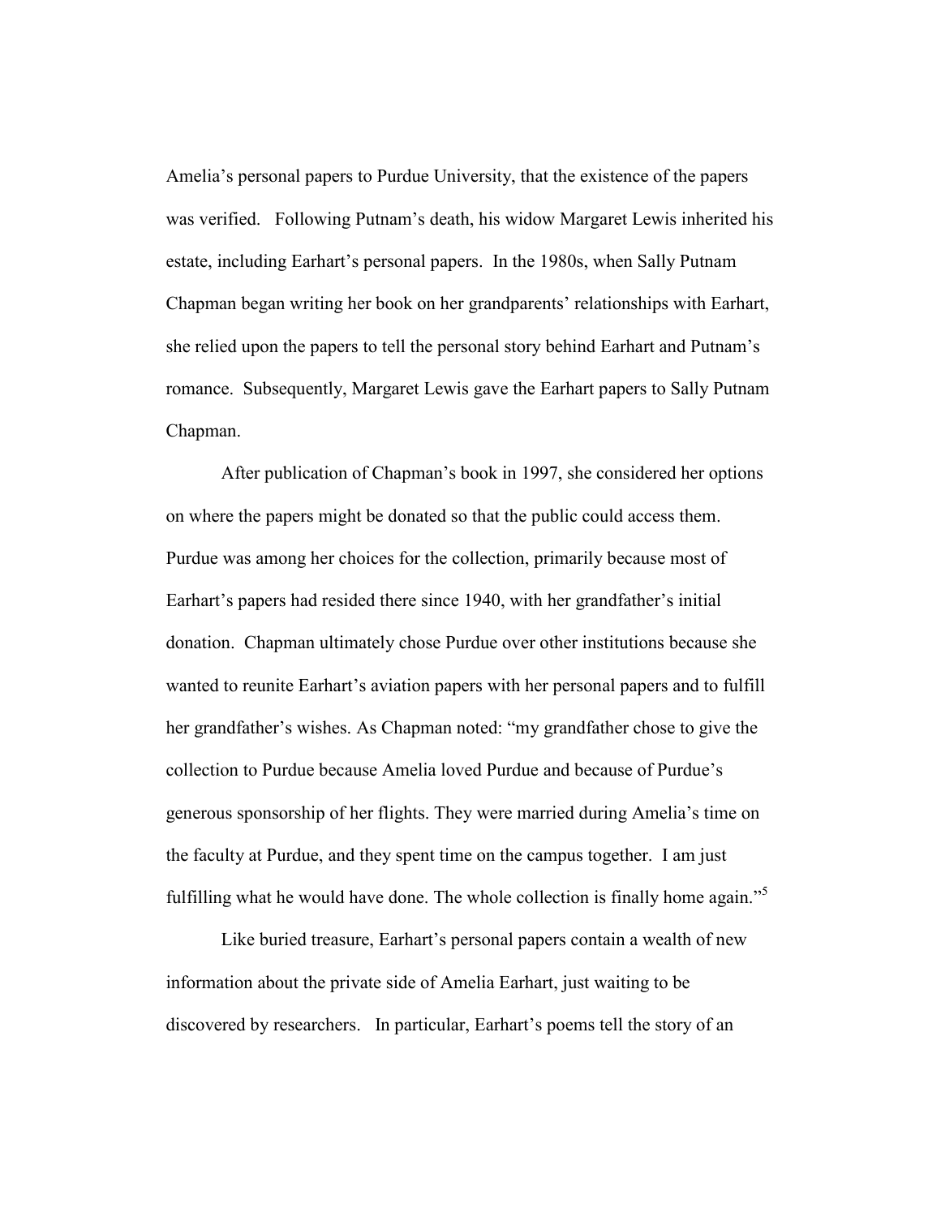Amelia's personal papers to Purdue University, that the existence of the papers was verified. Following Putnam's death, his widow Margaret Lewis inherited his estate, including Earhart's personal papers. In the 1980s, when Sally Putnam Chapman began writing her book on her grandparents' relationships with Earhart, she relied upon the papers to tell the personal story behind Earhart and Putnam's romance. Subsequently, Margaret Lewis gave the Earhart papers to Sally Putnam Chapman.

After publication of Chapman's book in 1997, she considered her options on where the papers might be donated so that the public could access them. Purdue was among her choices for the collection, primarily because most of Earhart's papers had resided there since 1940, with her grandfather's initial donation. Chapman ultimately chose Purdue over other institutions because she wanted to reunite Earhart's aviation papers with her personal papers and to fulfill her grandfather's wishes. As Chapman noted: "my grandfather chose to give the collection to Purdue because Amelia loved Purdue and because of Purdue's generous sponsorship of her flights. They were married during Amelia's time on the faculty at Purdue, and they spent time on the campus together. I am just fulfilling what he would have done. The whole collection is finally home again."[5]

Like buried treasure, Earhart's personal papers contain a wealth of new information about the private side of Amelia Earhart, just waiting to be discovered by researchers. In particular, Earhart's poems tell the story of an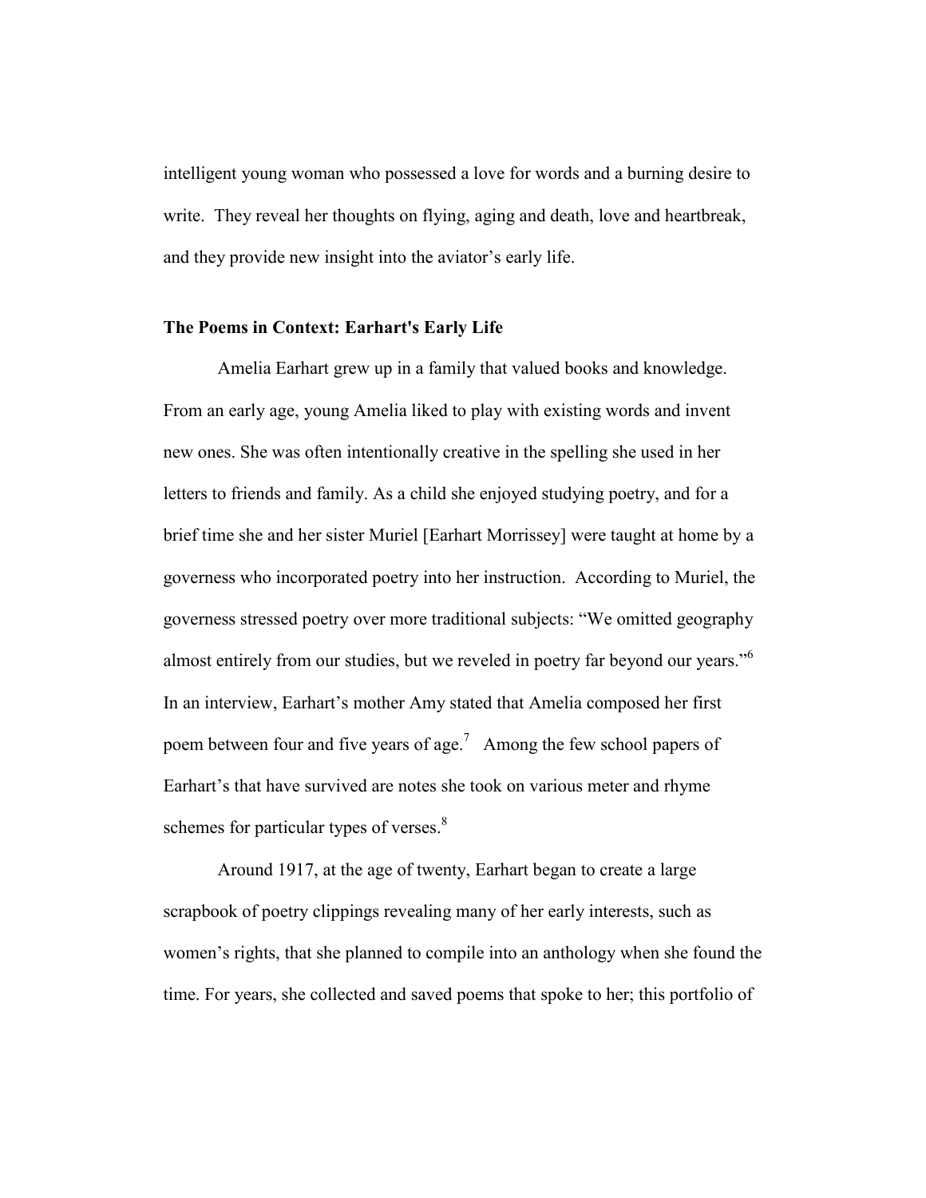intelligent young woman who possessed a love for words and a burning desire to write. They reveal her thoughts on flying, aging and death, love and heartbreak, and they provide new insight into the aviator's early life.

**The Poems in Context: Earhart's Early Life**

Amelia Earhart grew up in a family that valued books and knowledge. From an early age, young Amelia liked to play with existing words and invent new ones. She was often intentionally creative in the spelling she used in her letters to friends and family. As a child she enjoyed studying poetry, and for a brief time she and her sister Muriel [Earhart Morrissey] were taught at home by a governess who incorporated poetry into her instruction. According to Muriel, the governess stressed poetry over more traditional subjects: "We omitted geography almost entirely from our studies, but we reveled in poetry far beyond our years."[6] In an interview, Earhart's mother Amy stated that Amelia composed her first poem between four and five years of age.[7] Among the few school papers of Earhart's that have survived are notes she took on various meter and rhyme schemes for particular types of verses.[8]

Around 1917, at the age of twenty, Earhart began to create a large scrapbook of poetry clippings revealing many of her early interests, such as women's rights, that she planned to compile into an anthology when she found the time. For years, she collected and saved poems that spoke to her; this portfolio of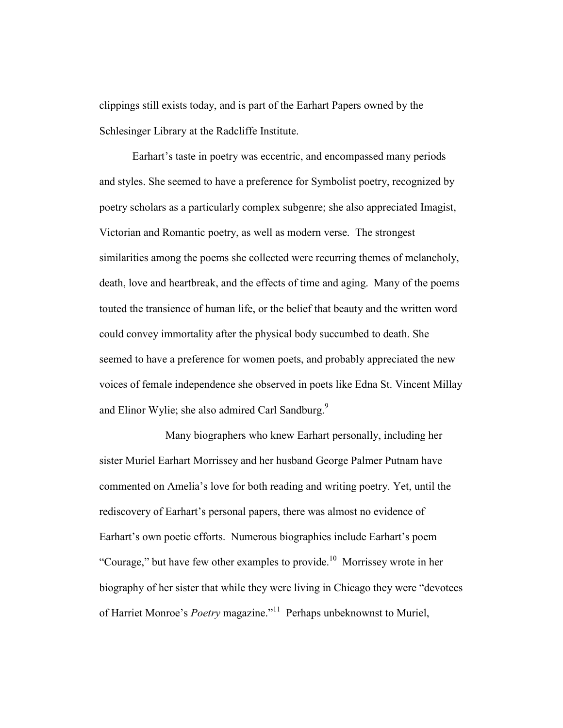clippings still exists today, and is part of the Earhart Papers owned by the Schlesinger Library at the Radcliffe Institute.

Earhart's taste in poetry was eccentric, and encompassed many periods and styles. She seemed to have a preference for Symbolist poetry, recognized by poetry scholars as a particularly complex subgenre; she also appreciated Imagist, Victorian and Romantic poetry, as well as modern verse. The strongest similarities among the poems she collected were recurring themes of melancholy, death, love and heartbreak, and the effects of time and aging. Many of the poems touted the transience of human life, or the belief that beauty and the written word could convey immortality after the physical body succumbed to death. She seemed to have a preference for women poets, and probably appreciated the new voices of female independence she observed in poets like Edna St. Vincent Millay and Elinor Wylie; she also admired Carl Sandburg.[9]

Many biographers who knew Earhart personally, including her sister Muriel Earhart Morrissey and her husband George Palmer Putnam have commented on Amelia's love for both reading and writing poetry. Yet, until the rediscovery of Earhart's personal papers, there was almost no evidence of Earhart's own poetic efforts. Numerous biographies include Earhart's poem "Courage," but have few other examples to provide.[10] Morrissey wrote in her biography of her sister that while they were living in Chicago they were "devotees of Harriet Monroe's *Poetry* magazine."[11] Perhaps unbeknownst to Muriel,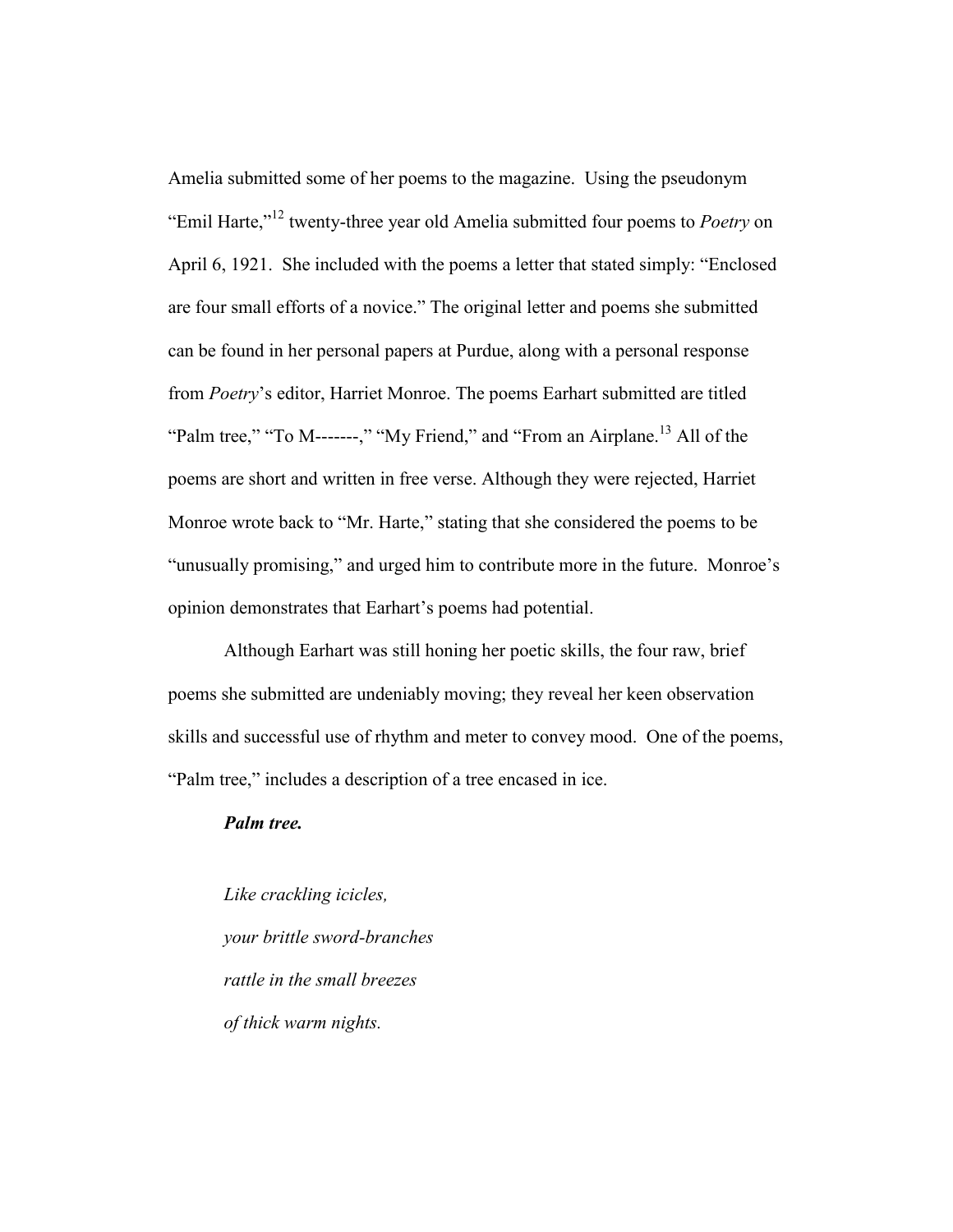Amelia submitted some of her poems to the magazine. Using the pseudonym "Emil Harte,"[12] twenty-three year old Amelia submitted four poems to *Poetry* on April 6, 1921. She included with the poems a letter that stated simply: "Enclosed are four small efforts of a novice." The original letter and poems she submitted can be found in her personal papers at Purdue, along with a personal response from *Poetry*'s editor, Harriet Monroe. The poems Earhart submitted are titled "Palm tree," "To M-------," "My Friend," and "From an Airplane.[13] All of the poems are short and written in free verse. Although they were rejected, Harriet Monroe wrote back to "Mr. Harte," stating that she considered the poems to be "unusually promising," and urged him to contribute more in the future. Monroe's opinion demonstrates that Earhart's poems had potential.

Although Earhart was still honing her poetic skills, the four raw, brief poems she submitted are undeniably moving; they reveal her keen observation skills and successful use of rhythm and meter to convey mood. One of the poems, "Palm tree," includes a description of a tree encased in ice.

***Palm tree.***

*Like crackling icicles,*

*your brittle sword-branches*

*rattle in the small breezes*

*of thick warm nights.*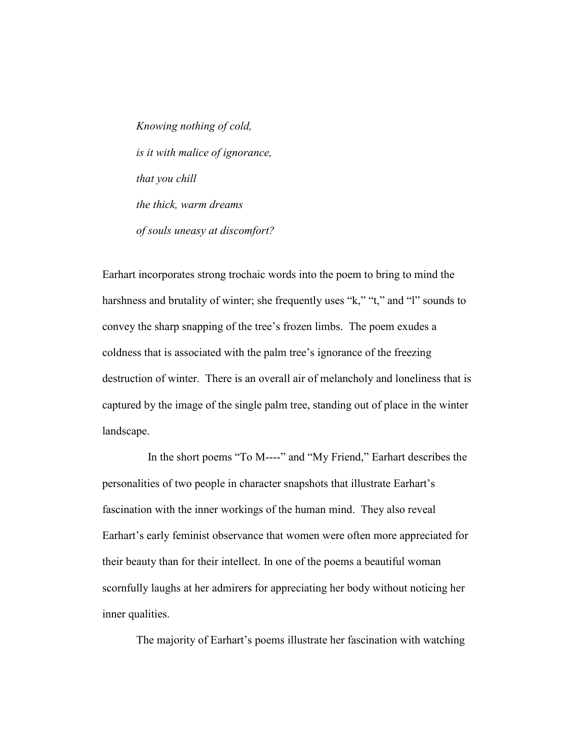*Knowing nothing of cold,*

*is it with malice of ignorance,*

*that you chill*

*the thick, warm dreams*

*of souls uneasy at discomfort?*

Earhart incorporates strong trochaic words into the poem to bring to mind the harshness and brutality of winter; she frequently uses "k," "t," and "l" sounds to convey the sharp snapping of the tree's frozen limbs. The poem exudes a coldness that is associated with the palm tree's ignorance of the freezing destruction of winter. There is an overall air of melancholy and loneliness that is captured by the image of the single palm tree, standing out of place in the winter landscape.

In the short poems "To M----" and "My Friend," Earhart describes the personalities of two people in character snapshots that illustrate Earhart's fascination with the inner workings of the human mind. They also reveal Earhart's early feminist observance that women were often more appreciated for their beauty than for their intellect. In one of the poems a beautiful woman scornfully laughs at her admirers for appreciating her body without noticing her inner qualities.

The majority of Earhart's poems illustrate her fascination with watching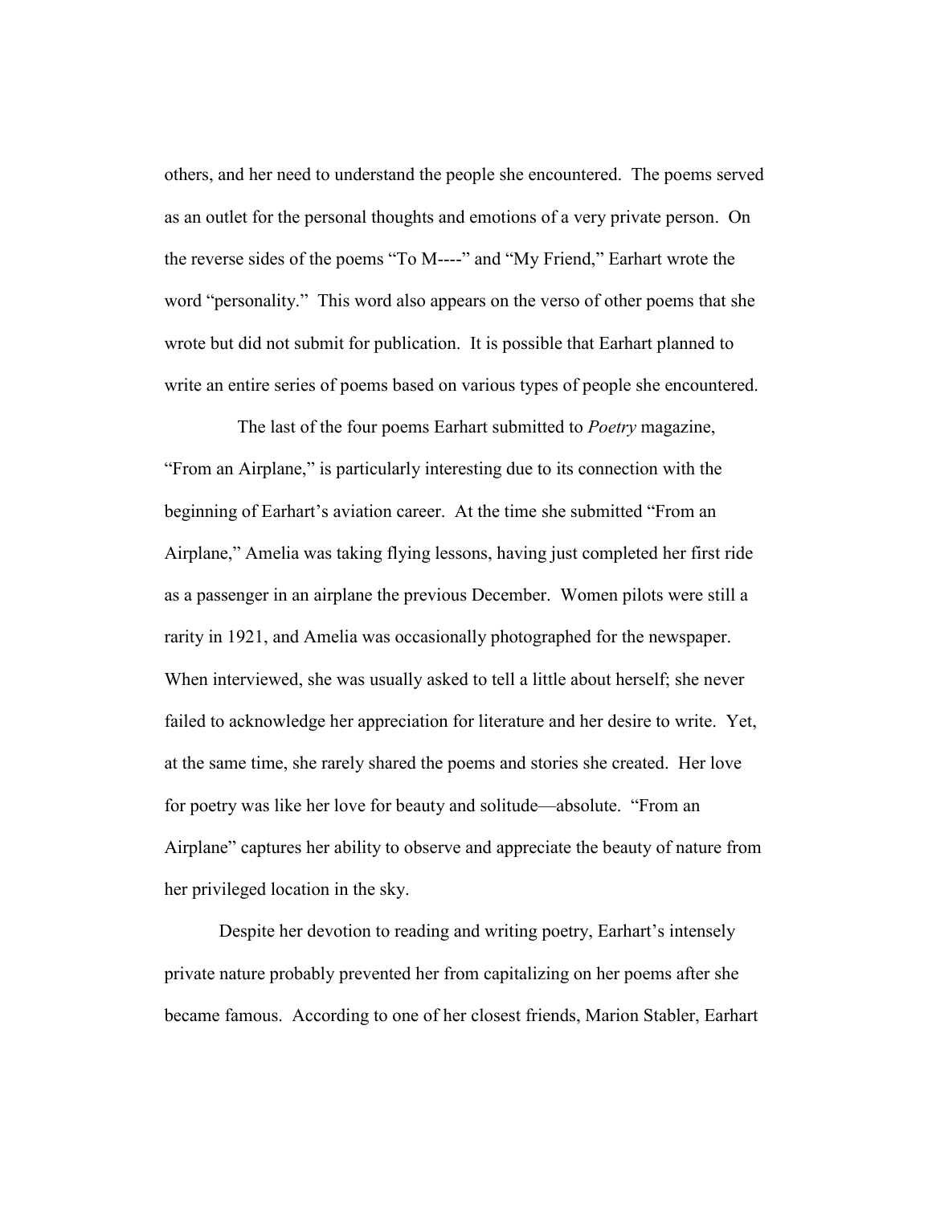others, and her need to understand the people she encountered. The poems served as an outlet for the personal thoughts and emotions of a very private person. On the reverse sides of the poems "To M----" and "My Friend," Earhart wrote the word "personality." This word also appears on the verso of other poems that she wrote but did not submit for publication. It is possible that Earhart planned to write an entire series of poems based on various types of people she encountered.

The last of the four poems Earhart submitted to *Poetry* magazine, "From an Airplane," is particularly interesting due to its connection with the beginning of Earhart's aviation career. At the time she submitted "From an Airplane," Amelia was taking flying lessons, having just completed her first ride as a passenger in an airplane the previous December. Women pilots were still a rarity in 1921, and Amelia was occasionally photographed for the newspaper. When interviewed, she was usually asked to tell a little about herself; she never failed to acknowledge her appreciation for literature and her desire to write. Yet, at the same time, she rarely shared the poems and stories she created. Her love for poetry was like her love for beauty and solitude—absolute. "From an Airplane" captures her ability to observe and appreciate the beauty of nature from her privileged location in the sky.

Despite her devotion to reading and writing poetry, Earhart's intensely private nature probably prevented her from capitalizing on her poems after she became famous. According to one of her closest friends, Marion Stabler, Earhart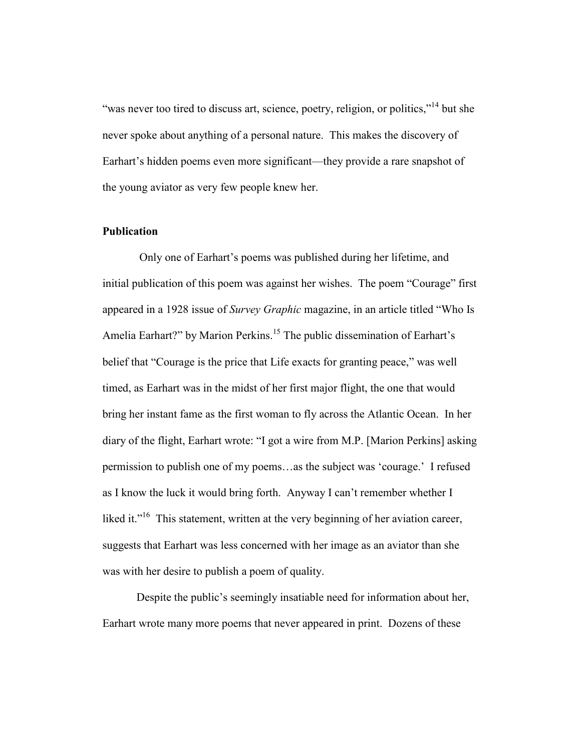"was never too tired to discuss art, science, poetry, religion, or politics,"[14] but she never spoke about anything of a personal nature. This makes the discovery of Earhart's hidden poems even more significant—they provide a rare snapshot of the young aviator as very few people knew her.

**Publication**

Only one of Earhart's poems was published during her lifetime, and initial publication of this poem was against her wishes. The poem "Courage" first appeared in a 1928 issue of *Survey Graphic* magazine, in an article titled "Who Is Amelia Earhart?" by Marion Perkins.[15] The public dissemination of Earhart's belief that "Courage is the price that Life exacts for granting peace," was well timed, as Earhart was in the midst of her first major flight, the one that would bring her instant fame as the first woman to fly across the Atlantic Ocean. In her diary of the flight, Earhart wrote: "I got a wire from M.P. [Marion Perkins] asking permission to publish one of my poems…as the subject was 'courage.' I refused as I know the luck it would bring forth. Anyway I can't remember whether I liked it."[16] This statement, written at the very beginning of her aviation career, suggests that Earhart was less concerned with her image as an aviator than she was with her desire to publish a poem of quality.

Despite the public's seemingly insatiable need for information about her, Earhart wrote many more poems that never appeared in print. Dozens of these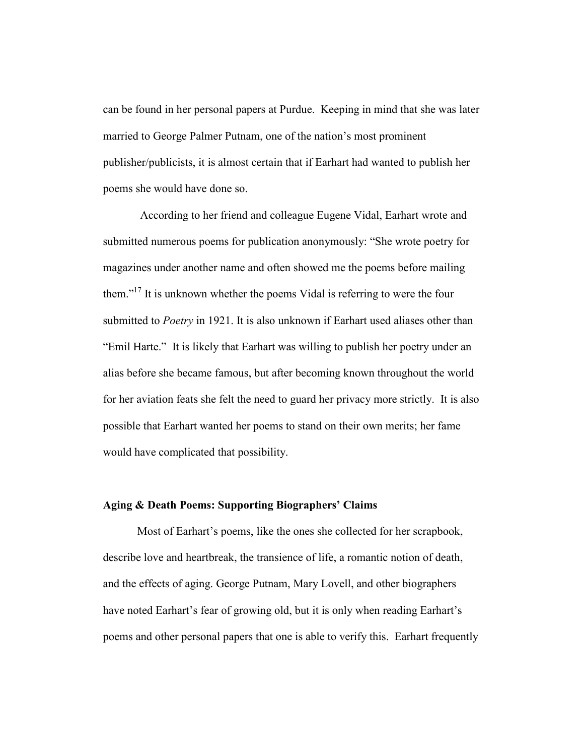can be found in her personal papers at Purdue. Keeping in mind that she was later married to George Palmer Putnam, one of the nation's most prominent publisher/publicists, it is almost certain that if Earhart had wanted to publish her poems she would have done so.

According to her friend and colleague Eugene Vidal, Earhart wrote and submitted numerous poems for publication anonymously: "She wrote poetry for magazines under another name and often showed me the poems before mailing them."[17] It is unknown whether the poems Vidal is referring to were the four submitted to *Poetry* in 1921. It is also unknown if Earhart used aliases other than "Emil Harte." It is likely that Earhart was willing to publish her poetry under an alias before she became famous, but after becoming known throughout the world for her aviation feats she felt the need to guard her privacy more strictly. It is also possible that Earhart wanted her poems to stand on their own merits; her fame would have complicated that possibility.

### Aging & Death Poems: Supporting Biographers' Claims

Most of Earhart's poems, like the ones she collected for her scrapbook, describe love and heartbreak, the transience of life, a romantic notion of death, and the effects of aging. George Putnam, Mary Lovell, and other biographers have noted Earhart's fear of growing old, but it is only when reading Earhart's poems and other personal papers that one is able to verify this. Earhart frequently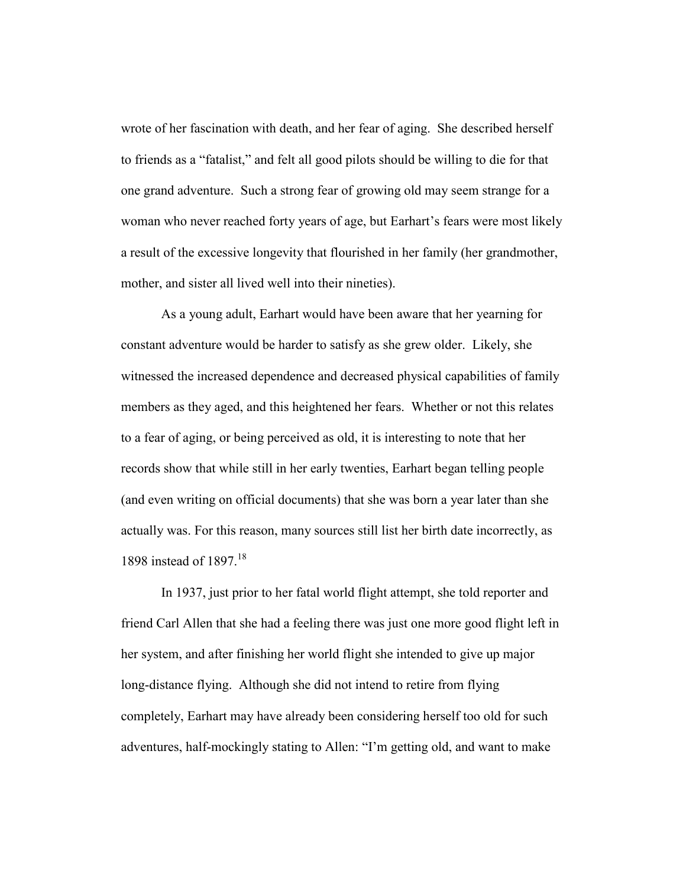wrote of her fascination with death, and her fear of aging. She described herself to friends as a "fatalist," and felt all good pilots should be willing to die for that one grand adventure. Such a strong fear of growing old may seem strange for a woman who never reached forty years of age, but Earhart's fears were most likely a result of the excessive longevity that flourished in her family (her grandmother, mother, and sister all lived well into their nineties).

As a young adult, Earhart would have been aware that her yearning for constant adventure would be harder to satisfy as she grew older. Likely, she witnessed the increased dependence and decreased physical capabilities of family members as they aged, and this heightened her fears. Whether or not this relates to a fear of aging, or being perceived as old, it is interesting to note that her records show that while still in her early twenties, Earhart began telling people (and even writing on official documents) that she was born a year later than she actually was. For this reason, many sources still list her birth date incorrectly, as 1898 instead of 1897.[18]

In 1937, just prior to her fatal world flight attempt, she told reporter and friend Carl Allen that she had a feeling there was just one more good flight left in her system, and after finishing her world flight she intended to give up major long-distance flying. Although she did not intend to retire from flying completely, Earhart may have already been considering herself too old for such adventures, half-mockingly stating to Allen: "I'm getting old, and want to make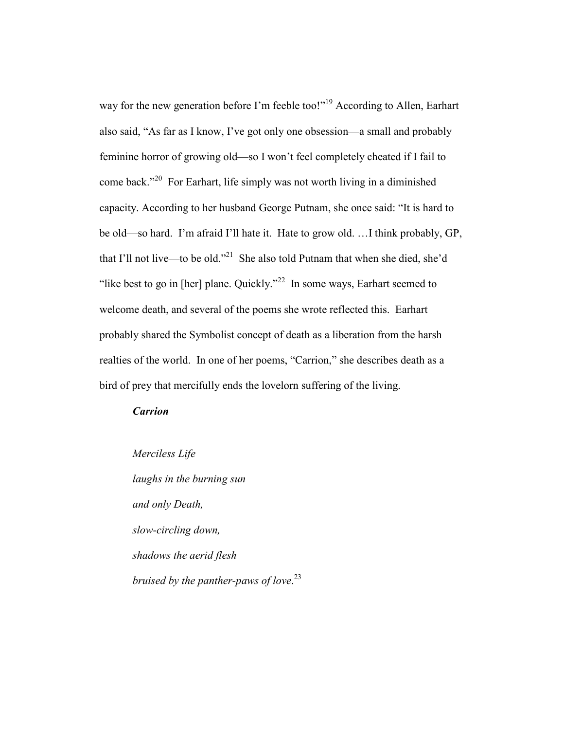way for the new generation before I'm feeble too!"[19] According to Allen, Earhart also said, "As far as I know, I've got only one obsession—a small and probably feminine horror of growing old—so I won't feel completely cheated if I fail to come back."[20] For Earhart, life simply was not worth living in a diminished capacity. According to her husband George Putnam, she once said: "It is hard to be old—so hard. I'm afraid I'll hate it. Hate to grow old. …I think probably, GP, that I'll not live—to be old."[21] She also told Putnam that when she died, she'd "like best to go in [her] plane. Quickly."[22] In some ways, Earhart seemed to welcome death, and several of the poems she wrote reflected this. Earhart probably shared the Symbolist concept of death as a liberation from the harsh realties of the world. In one of her poems, "Carrion," she describes death as a bird of prey that mercifully ends the lovelorn suffering of the living.

***Carrion***

*Merciless Life*
*laughs in the burning sun*
*and only Death,*
*slow-circling down,*
*shadows the aerid flesh*
*bruised by the panther-paws of love*.[23]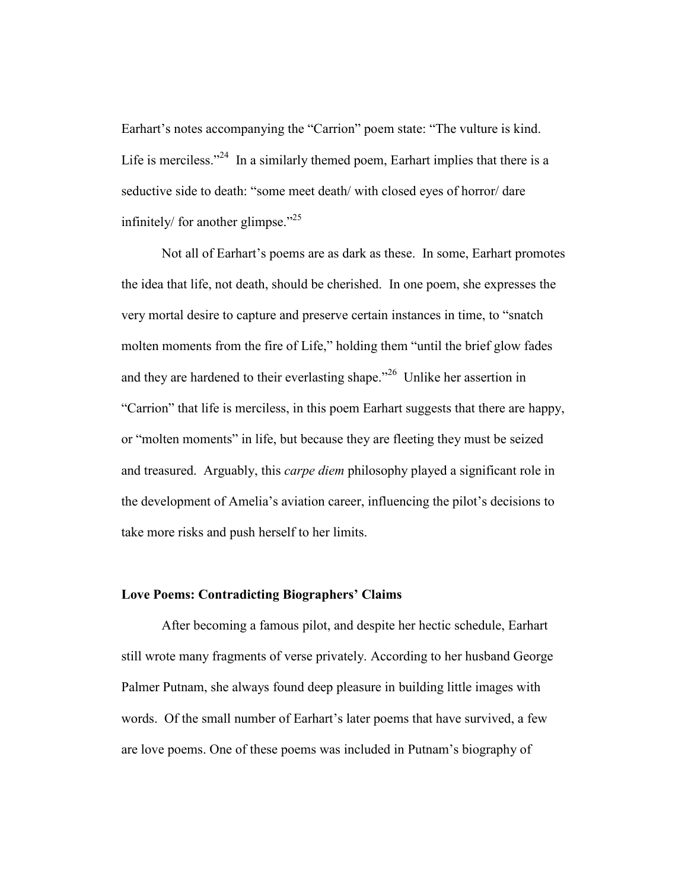Earhart's notes accompanying the "Carrion" poem state: "The vulture is kind. Life is merciless."[24] In a similarly themed poem, Earhart implies that there is a seductive side to death: "some meet death/ with closed eyes of horror/ dare infinitely/ for another glimpse."[25]

Not all of Earhart's poems are as dark as these. In some, Earhart promotes the idea that life, not death, should be cherished. In one poem, she expresses the very mortal desire to capture and preserve certain instances in time, to "snatch molten moments from the fire of Life," holding them "until the brief glow fades and they are hardened to their everlasting shape."[26] Unlike her assertion in "Carrion" that life is merciless, in this poem Earhart suggests that there are happy, or "molten moments" in life, but because they are fleeting they must be seized and treasured. Arguably, this *carpe diem* philosophy played a significant role in the development of Amelia's aviation career, influencing the pilot's decisions to take more risks and push herself to her limits.

**Love Poems: Contradicting Biographers' Claims**

After becoming a famous pilot, and despite her hectic schedule, Earhart still wrote many fragments of verse privately. According to her husband George Palmer Putnam, she always found deep pleasure in building little images with words. Of the small number of Earhart's later poems that have survived, a few are love poems. One of these poems was included in Putnam's biography of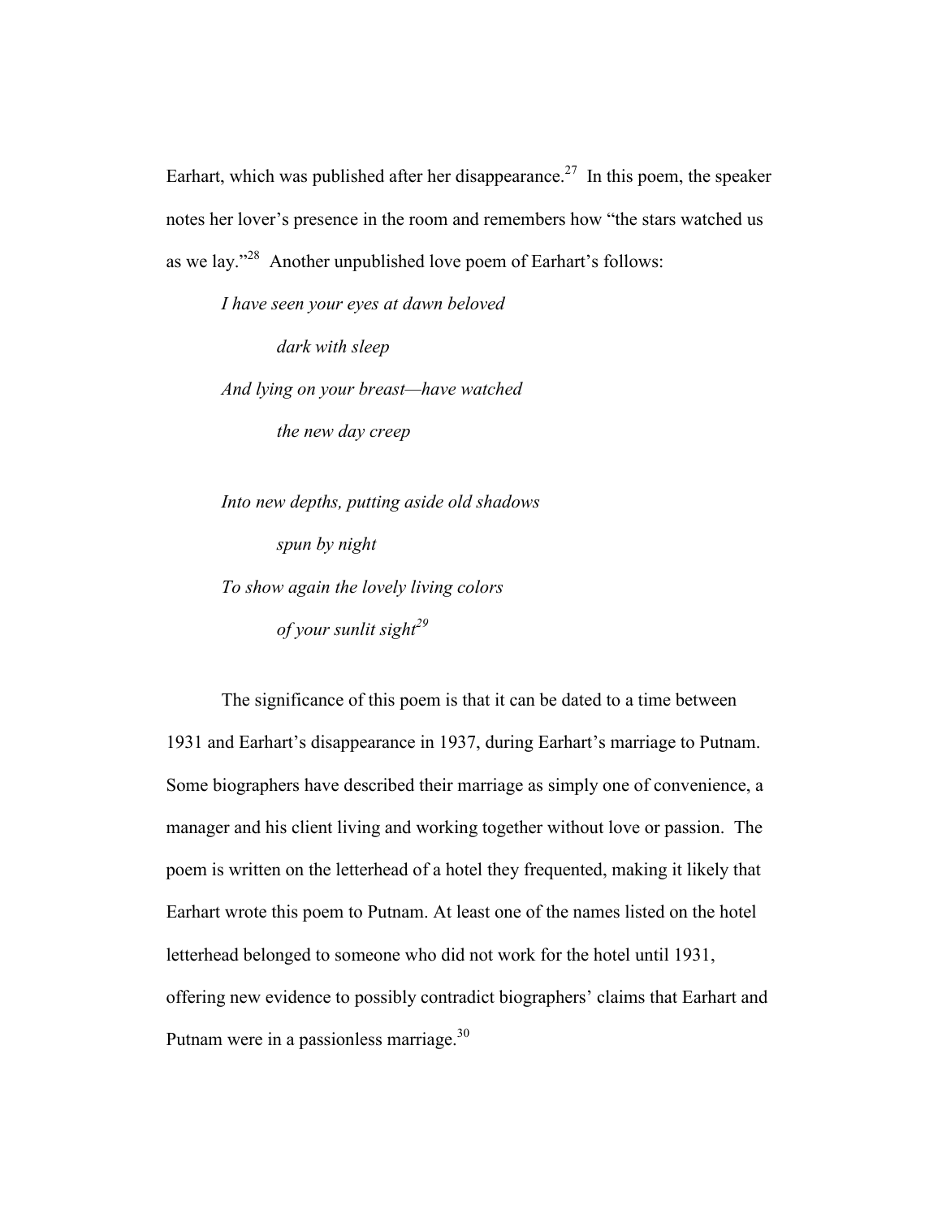Earhart, which was published after her disappearance.[27] In this poem, the speaker notes her lover's presence in the room and remembers how "the stars watched us as we lay."[28] Another unpublished love poem of Earhart's follows:

> *I have seen your eyes at dawn beloved*
>
> *dark with sleep*
>
> *And lying on your breast—have watched*
>
> *the new day creep*
>
> *Into new depths, putting aside old shadows*
>
> *spun by night*
>
> *To show again the lovely living colors*
>
> *of your sunlit sight*[29]

The significance of this poem is that it can be dated to a time between 1931 and Earhart's disappearance in 1937, during Earhart's marriage to Putnam. Some biographers have described their marriage as simply one of convenience, a manager and his client living and working together without love or passion. The poem is written on the letterhead of a hotel they frequented, making it likely that Earhart wrote this poem to Putnam. At least one of the names listed on the hotel letterhead belonged to someone who did not work for the hotel until 1931, offering new evidence to possibly contradict biographers' claims that Earhart and Putnam were in a passionless marriage.[30]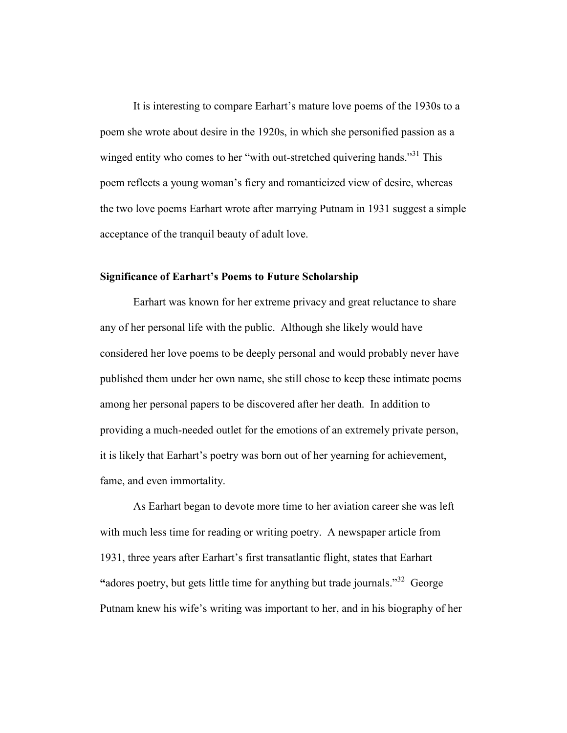It is interesting to compare Earhart's mature love poems of the 1930s to a poem she wrote about desire in the 1920s, in which she personified passion as a winged entity who comes to her "with out-stretched quivering hands."[31] This poem reflects a young woman's fiery and romanticized view of desire, whereas the two love poems Earhart wrote after marrying Putnam in 1931 suggest a simple acceptance of the tranquil beauty of adult love.

**Significance of Earhart's Poems to Future Scholarship**

Earhart was known for her extreme privacy and great reluctance to share any of her personal life with the public. Although she likely would have considered her love poems to be deeply personal and would probably never have published them under her own name, she still chose to keep these intimate poems among her personal papers to be discovered after her death. In addition to providing a much-needed outlet for the emotions of an extremely private person, it is likely that Earhart's poetry was born out of her yearning for achievement, fame, and even immortality.

As Earhart began to devote more time to her aviation career she was left with much less time for reading or writing poetry. A newspaper article from 1931, three years after Earhart's first transatlantic flight, states that Earhart "adores poetry, but gets little time for anything but trade journals."[32] George Putnam knew his wife's writing was important to her, and in his biography of her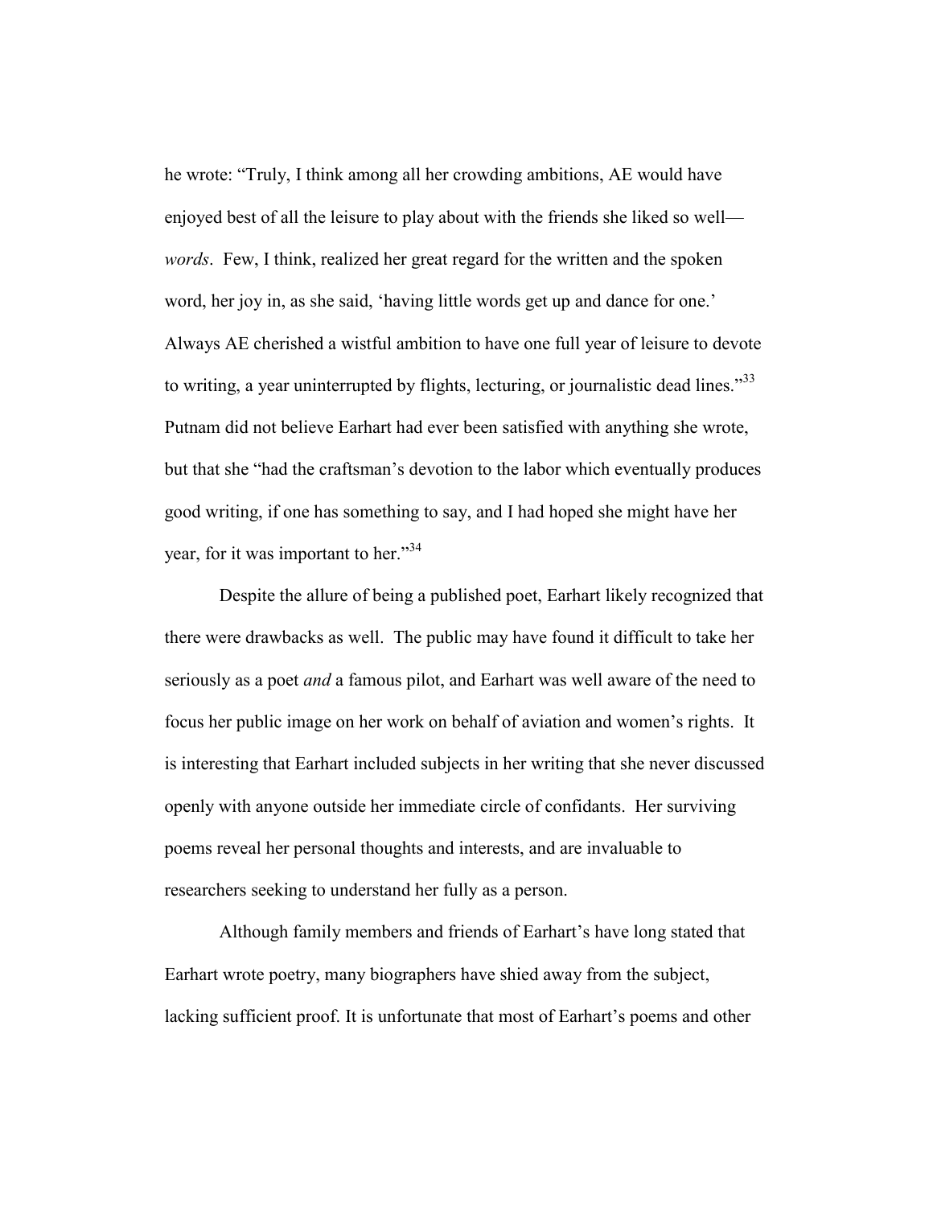he wrote: "Truly, I think among all her crowding ambitions, AE would have enjoyed best of all the leisure to play about with the friends she liked so well—*words*. Few, I think, realized her great regard for the written and the spoken word, her joy in, as she said, 'having little words get up and dance for one.' Always AE cherished a wistful ambition to have one full year of leisure to devote to writing, a year uninterrupted by flights, lecturing, or journalistic dead lines."[33] Putnam did not believe Earhart had ever been satisfied with anything she wrote, but that she "had the craftsman's devotion to the labor which eventually produces good writing, if one has something to say, and I had hoped she might have her year, for it was important to her."[34]

Despite the allure of being a published poet, Earhart likely recognized that there were drawbacks as well. The public may have found it difficult to take her seriously as a poet *and* a famous pilot, and Earhart was well aware of the need to focus her public image on her work on behalf of aviation and women's rights. It is interesting that Earhart included subjects in her writing that she never discussed openly with anyone outside her immediate circle of confidants. Her surviving poems reveal her personal thoughts and interests, and are invaluable to researchers seeking to understand her fully as a person.

Although family members and friends of Earhart's have long stated that Earhart wrote poetry, many biographers have shied away from the subject, lacking sufficient proof. It is unfortunate that most of Earhart's poems and other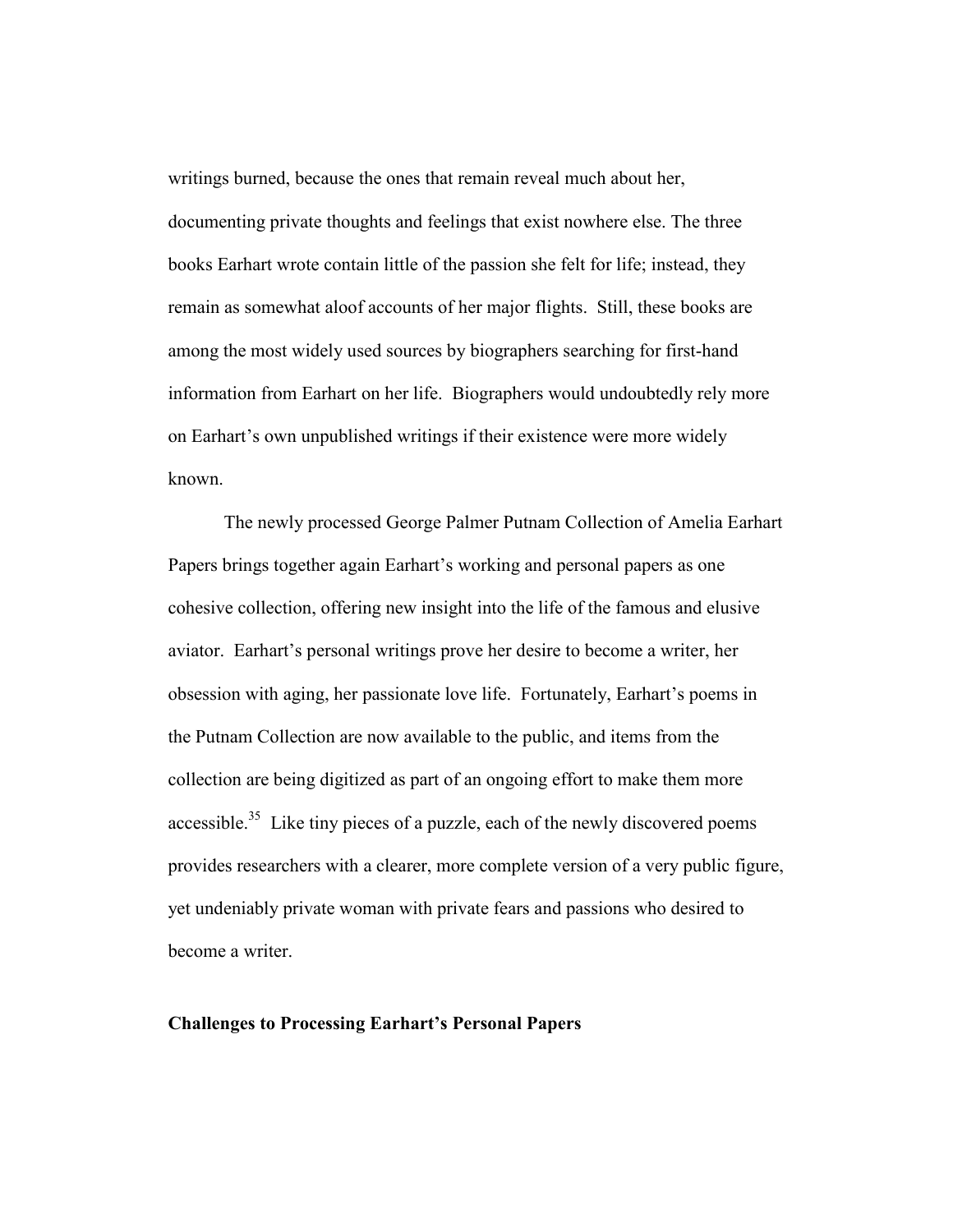writings burned, because the ones that remain reveal much about her, documenting private thoughts and feelings that exist nowhere else. The three books Earhart wrote contain little of the passion she felt for life; instead, they remain as somewhat aloof accounts of her major flights. Still, these books are among the most widely used sources by biographers searching for first-hand information from Earhart on her life. Biographers would undoubtedly rely more on Earhart's own unpublished writings if their existence were more widely known.

The newly processed George Palmer Putnam Collection of Amelia Earhart Papers brings together again Earhart's working and personal papers as one cohesive collection, offering new insight into the life of the famous and elusive aviator. Earhart's personal writings prove her desire to become a writer, her obsession with aging, her passionate love life. Fortunately, Earhart's poems in the Putnam Collection are now available to the public, and items from the collection are being digitized as part of an ongoing effort to make them more accessible.[35] Like tiny pieces of a puzzle, each of the newly discovered poems provides researchers with a clearer, more complete version of a very public figure, yet undeniably private woman with private fears and passions who desired to become a writer.

**Challenges to Processing Earhart's Personal Papers**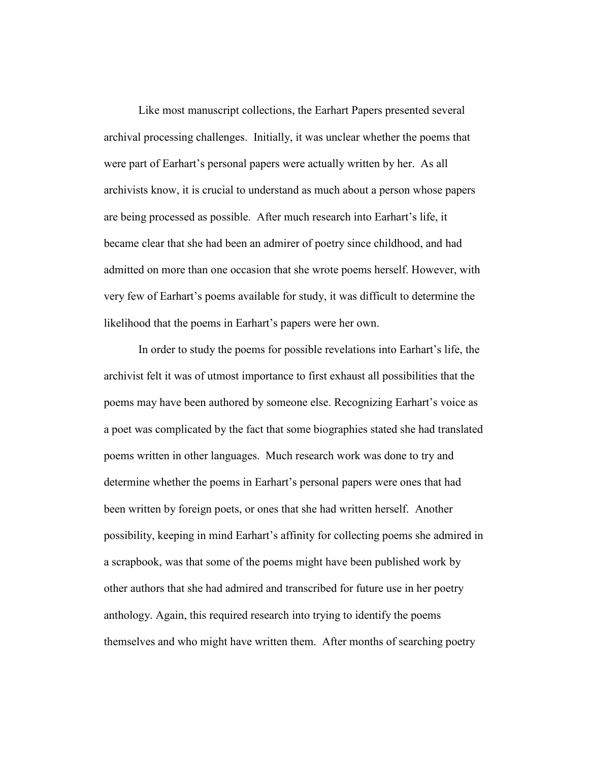Like most manuscript collections, the Earhart Papers presented several archival processing challenges. Initially, it was unclear whether the poems that were part of Earhart's personal papers were actually written by her. As all archivists know, it is crucial to understand as much about a person whose papers are being processed as possible. After much research into Earhart's life, it became clear that she had been an admirer of poetry since childhood, and had admitted on more than one occasion that she wrote poems herself. However, with very few of Earhart's poems available for study, it was difficult to determine the likelihood that the poems in Earhart's papers were her own.

In order to study the poems for possible revelations into Earhart's life, the archivist felt it was of utmost importance to first exhaust all possibilities that the poems may have been authored by someone else. Recognizing Earhart's voice as a poet was complicated by the fact that some biographies stated she had translated poems written in other languages. Much research work was done to try and determine whether the poems in Earhart's personal papers were ones that had been written by foreign poets, or ones that she had written herself. Another possibility, keeping in mind Earhart's affinity for collecting poems she admired in a scrapbook, was that some of the poems might have been published work by other authors that she had admired and transcribed for future use in her poetry anthology. Again, this required research into trying to identify the poems themselves and who might have written them. After months of searching poetry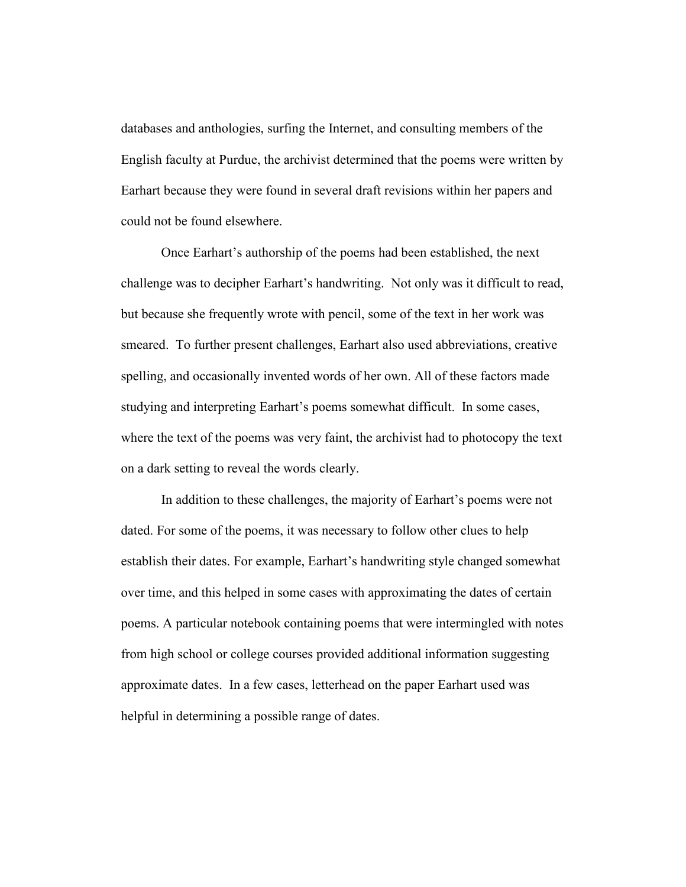databases and anthologies, surfing the Internet, and consulting members of the English faculty at Purdue, the archivist determined that the poems were written by Earhart because they were found in several draft revisions within her papers and could not be found elsewhere.

Once Earhart's authorship of the poems had been established, the next challenge was to decipher Earhart's handwriting. Not only was it difficult to read, but because she frequently wrote with pencil, some of the text in her work was smeared. To further present challenges, Earhart also used abbreviations, creative spelling, and occasionally invented words of her own. All of these factors made studying and interpreting Earhart's poems somewhat difficult. In some cases, where the text of the poems was very faint, the archivist had to photocopy the text on a dark setting to reveal the words clearly.

In addition to these challenges, the majority of Earhart's poems were not dated. For some of the poems, it was necessary to follow other clues to help establish their dates. For example, Earhart's handwriting style changed somewhat over time, and this helped in some cases with approximating the dates of certain poems. A particular notebook containing poems that were intermingled with notes from high school or college courses provided additional information suggesting approximate dates. In a few cases, letterhead on the paper Earhart used was helpful in determining a possible range of dates.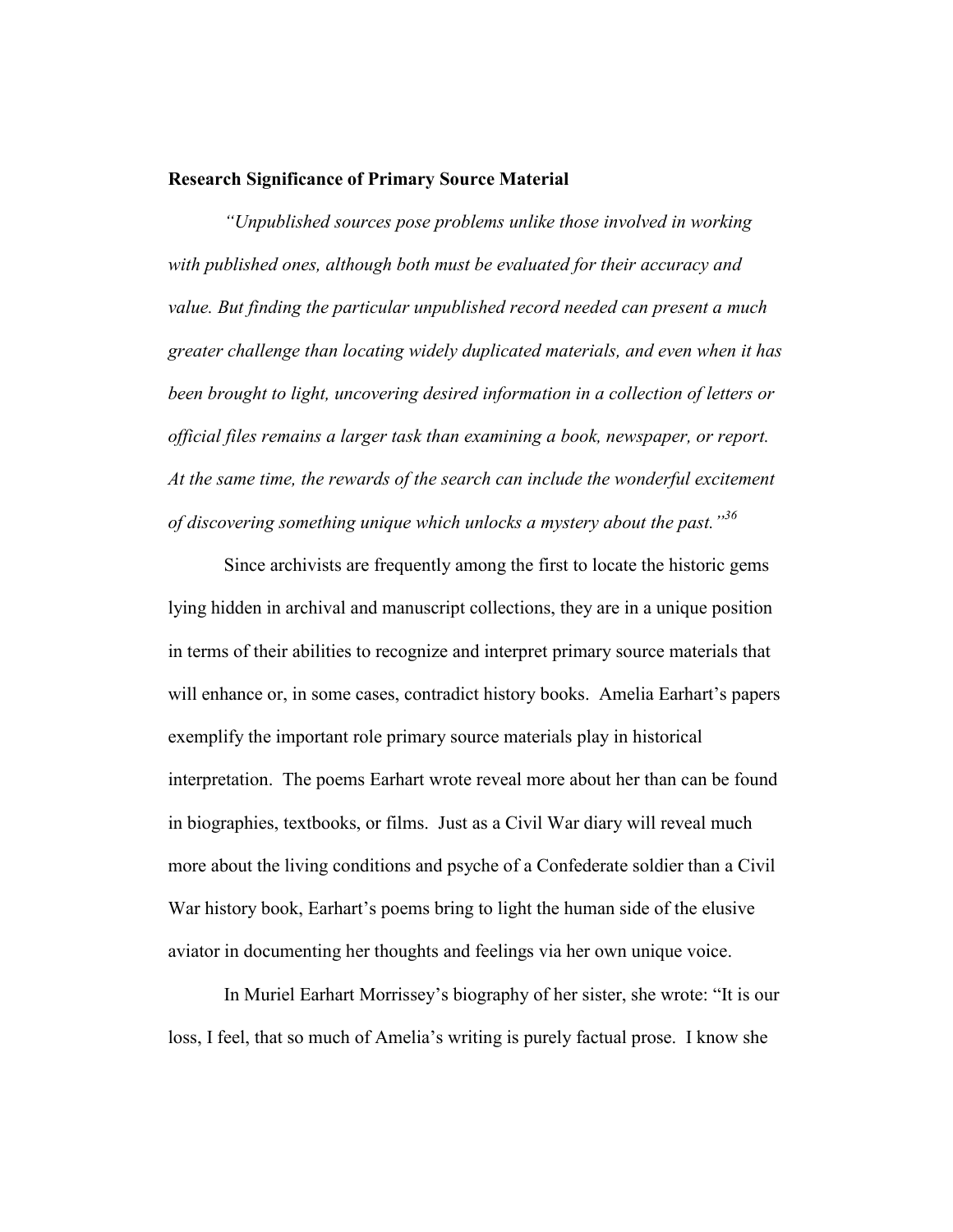**Research Significance of Primary Source Material**

*"Unpublished sources pose problems unlike those involved in working with published ones, although both must be evaluated for their accuracy and value. But finding the particular unpublished record needed can present a much greater challenge than locating widely duplicated materials, and even when it has been brought to light, uncovering desired information in a collection of letters or official files remains a larger task than examining a book, newspaper, or report. At the same time, the rewards of the search can include the wonderful excitement of discovering something unique which unlocks a mystery about the past."*[36]

Since archivists are frequently among the first to locate the historic gems lying hidden in archival and manuscript collections, they are in a unique position in terms of their abilities to recognize and interpret primary source materials that will enhance or, in some cases, contradict history books. Amelia Earhart's papers exemplify the important role primary source materials play in historical interpretation. The poems Earhart wrote reveal more about her than can be found in biographies, textbooks, or films. Just as a Civil War diary will reveal much more about the living conditions and psyche of a Confederate soldier than a Civil War history book, Earhart's poems bring to light the human side of the elusive aviator in documenting her thoughts and feelings via her own unique voice.

In Muriel Earhart Morrissey's biography of her sister, she wrote: "It is our loss, I feel, that so much of Amelia's writing is purely factual prose. I know she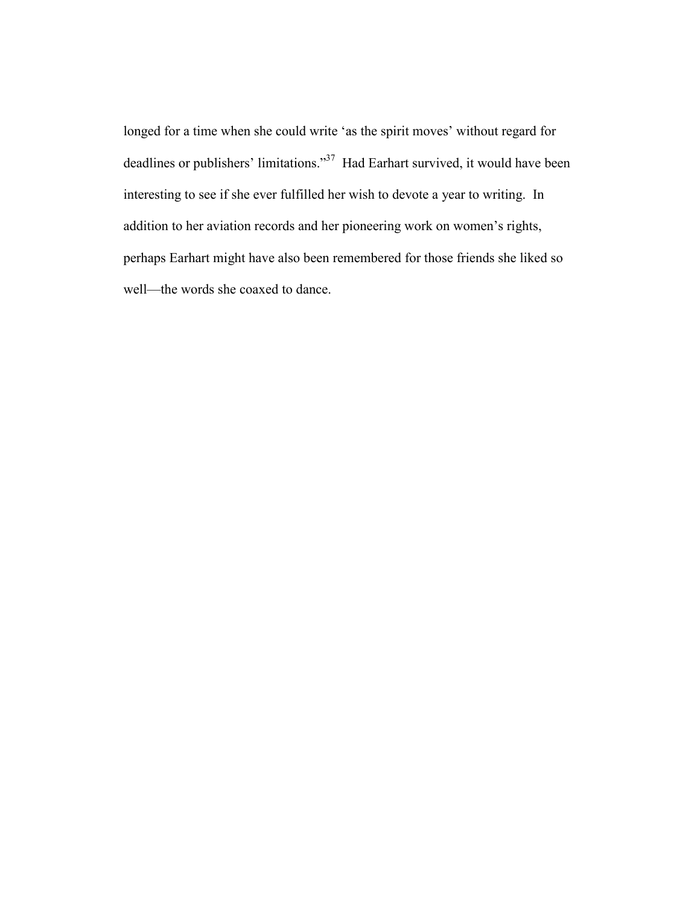longed for a time when she could write 'as the spirit moves' without regard for deadlines or publishers' limitations."[37] Had Earhart survived, it would have been interesting to see if she ever fulfilled her wish to devote a year to writing. In addition to her aviation records and her pioneering work on women's rights, perhaps Earhart might have also been remembered for those friends she liked so well—the words she coaxed to dance.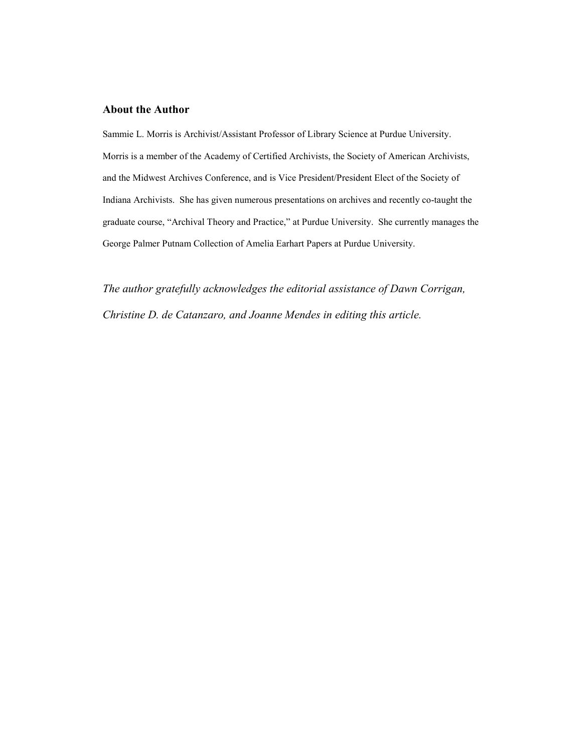## About the Author

Sammie L. Morris is Archivist/Assistant Professor of Library Science at Purdue University. Morris is a member of the Academy of Certified Archivists, the Society of American Archivists, and the Midwest Archives Conference, and is Vice President/President Elect of the Society of Indiana Archivists. She has given numerous presentations on archives and recently co-taught the graduate course, "Archival Theory and Practice," at Purdue University. She currently manages the George Palmer Putnam Collection of Amelia Earhart Papers at Purdue University.

*The author gratefully acknowledges the editorial assistance of Dawn Corrigan, Christine D. de Catanzaro, and Joanne Mendes in editing this article.*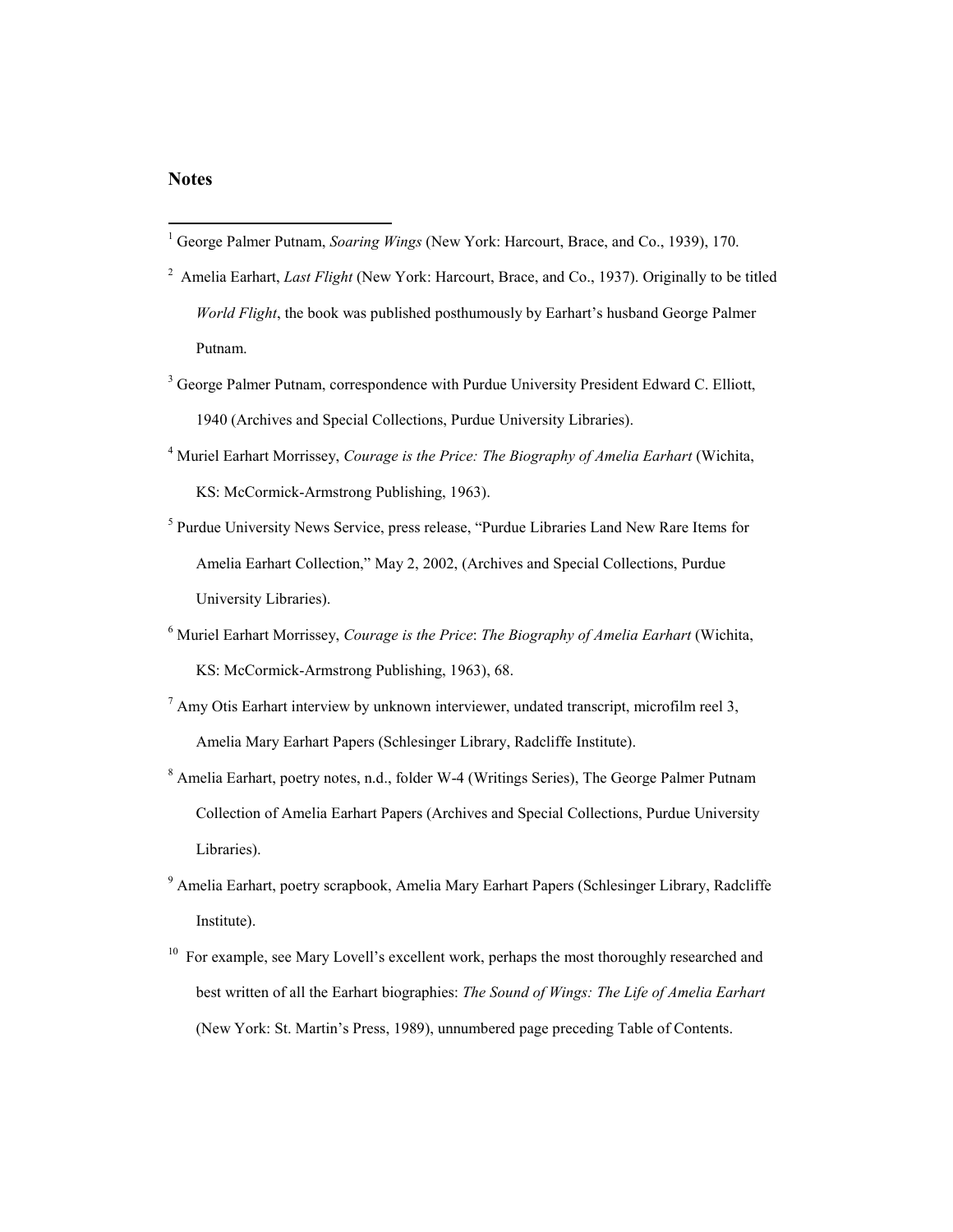**Notes**

[1] George Palmer Putnam, *Soaring Wings* (New York: Harcourt, Brace, and Co., 1939), 170.

[2] Amelia Earhart, *Last Flight* (New York: Harcourt, Brace, and Co., 1937). Originally to be titled *World Flight*, the book was published posthumously by Earhart's husband George Palmer Putnam.

[3] George Palmer Putnam, correspondence with Purdue University President Edward C. Elliott, 1940 (Archives and Special Collections, Purdue University Libraries).

[4] Muriel Earhart Morrissey, *Courage is the Price: The Biography of Amelia Earhart* (Wichita, KS: McCormick-Armstrong Publishing, 1963).

[5] Purdue University News Service, press release, "Purdue Libraries Land New Rare Items for Amelia Earhart Collection," May 2, 2002, (Archives and Special Collections, Purdue University Libraries).

[6] Muriel Earhart Morrissey, *Courage is the Price*: *The Biography of Amelia Earhart* (Wichita, KS: McCormick-Armstrong Publishing, 1963), 68.

[7] Amy Otis Earhart interview by unknown interviewer, undated transcript, microfilm reel 3, Amelia Mary Earhart Papers (Schlesinger Library, Radcliffe Institute).

[8] Amelia Earhart, poetry notes, n.d., folder W-4 (Writings Series), The George Palmer Putnam Collection of Amelia Earhart Papers (Archives and Special Collections, Purdue University Libraries).

[9] Amelia Earhart, poetry scrapbook, Amelia Mary Earhart Papers (Schlesinger Library, Radcliffe Institute).

[10] For example, see Mary Lovell's excellent work, perhaps the most thoroughly researched and best written of all the Earhart biographies: *The Sound of Wings: The Life of Amelia Earhart* (New York: St. Martin's Press, 1989), unnumbered page preceding Table of Contents.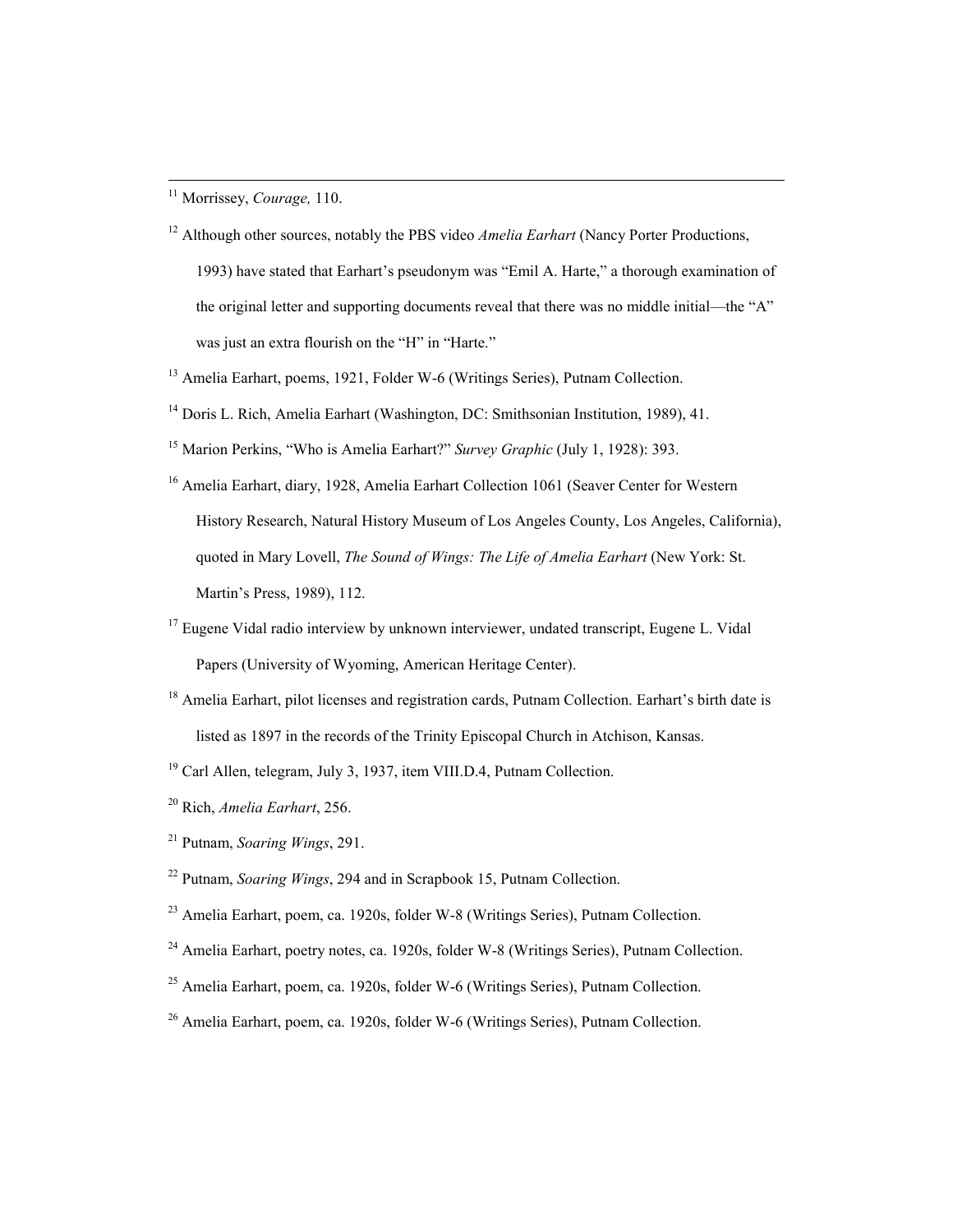[11] Morrissey, *Courage,* 110.

[12] Although other sources, notably the PBS video *Amelia Earhart* (Nancy Porter Productions, 1993) have stated that Earhart's pseudonym was "Emil A. Harte," a thorough examination of the original letter and supporting documents reveal that there was no middle initial—the "A" was just an extra flourish on the "H" in "Harte."

[13] Amelia Earhart, poems, 1921, Folder W-6 (Writings Series), Putnam Collection.

[14] Doris L. Rich, Amelia Earhart (Washington, DC: Smithsonian Institution, 1989), 41.

[15] Marion Perkins, "Who is Amelia Earhart?" *Survey Graphic* (July 1, 1928): 393.

[16] Amelia Earhart, diary, 1928, Amelia Earhart Collection 1061 (Seaver Center for Western History Research, Natural History Museum of Los Angeles County, Los Angeles, California), quoted in Mary Lovell, *The Sound of Wings: The Life of Amelia Earhart* (New York: St. Martin's Press, 1989), 112.

[17] Eugene Vidal radio interview by unknown interviewer, undated transcript, Eugene L. Vidal Papers (University of Wyoming, American Heritage Center).

[18] Amelia Earhart, pilot licenses and registration cards, Putnam Collection. Earhart's birth date is listed as 1897 in the records of the Trinity Episcopal Church in Atchison, Kansas.

[19] Carl Allen, telegram, July 3, 1937, item VIII.D.4, Putnam Collection.

[20] Rich, *Amelia Earhart*, 256.

[21] Putnam, *Soaring Wings*, 291.

[22] Putnam, *Soaring Wings*, 294 and in Scrapbook 15, Putnam Collection.

[23] Amelia Earhart, poem, ca. 1920s, folder W-8 (Writings Series), Putnam Collection.

[24] Amelia Earhart, poetry notes, ca. 1920s, folder W-8 (Writings Series), Putnam Collection.

[25] Amelia Earhart, poem, ca. 1920s, folder W-6 (Writings Series), Putnam Collection.

[26] Amelia Earhart, poem, ca. 1920s, folder W-6 (Writings Series), Putnam Collection.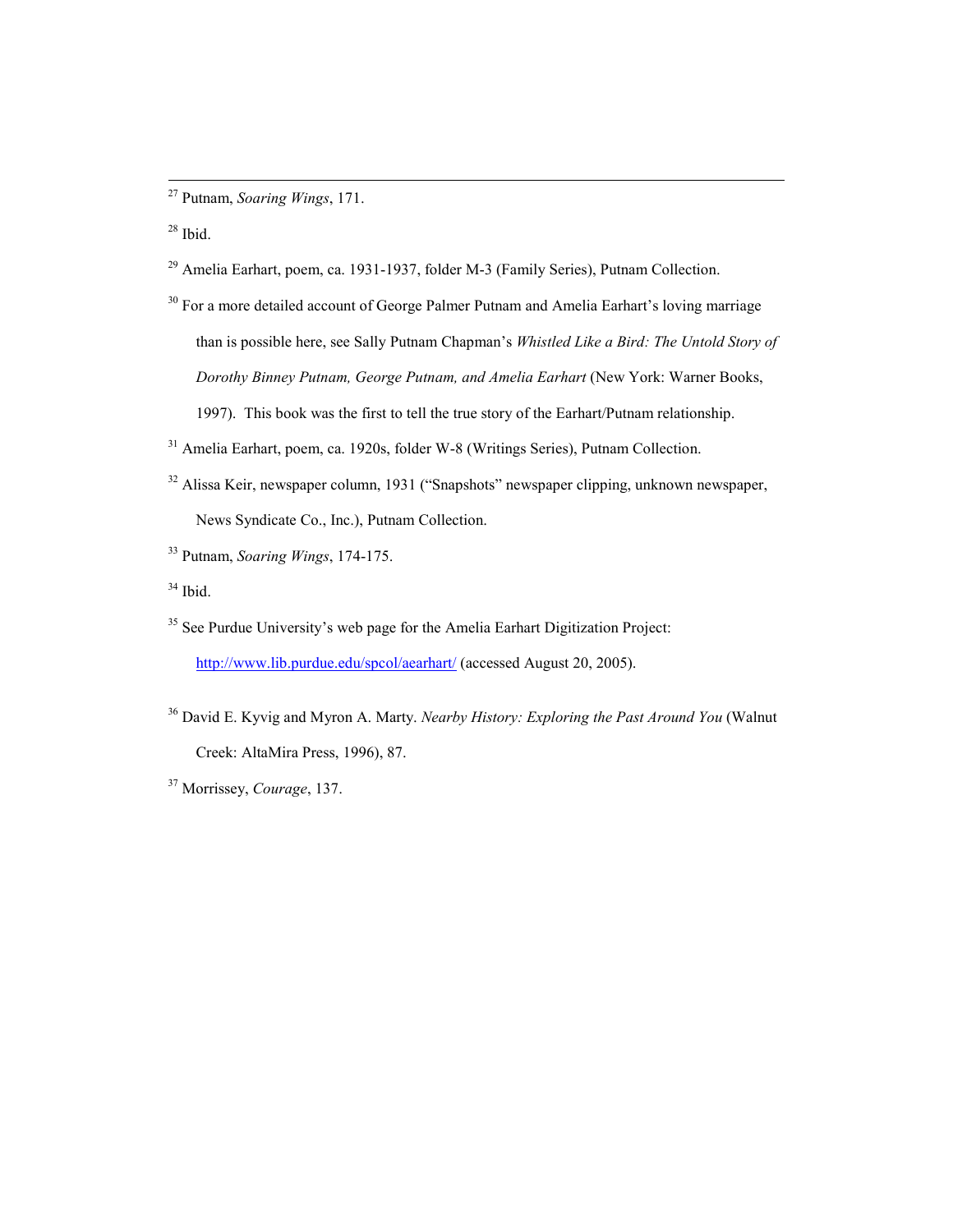[27] Putnam, *Soaring Wings*, 171.

[28] Ibid.

[29] Amelia Earhart, poem, ca. 1931-1937, folder M-3 (Family Series), Putnam Collection.

[30] For a more detailed account of George Palmer Putnam and Amelia Earhart's loving marriage than is possible here, see Sally Putnam Chapman's *Whistled Like a Bird: The Untold Story of Dorothy Binney Putnam, George Putnam, and Amelia Earhart* (New York: Warner Books, 1997). This book was the first to tell the true story of the Earhart/Putnam relationship.

[31] Amelia Earhart, poem, ca. 1920s, folder W-8 (Writings Series), Putnam Collection.

[32] Alissa Keir, newspaper column, 1931 ("Snapshots" newspaper clipping, unknown newspaper, News Syndicate Co., Inc.), Putnam Collection.

[33] Putnam, *Soaring Wings*, 174-175.

[34] Ibid.

[35] See Purdue University's web page for the Amelia Earhart Digitization Project: http://www.lib.purdue.edu/spcol/aearhart/ (accessed August 20, 2005).

[36] David E. Kyvig and Myron A. Marty. *Nearby History: Exploring the Past Around You* (Walnut Creek: AltaMira Press, 1996), 87.

[37] Morrissey, *Courage*, 137.